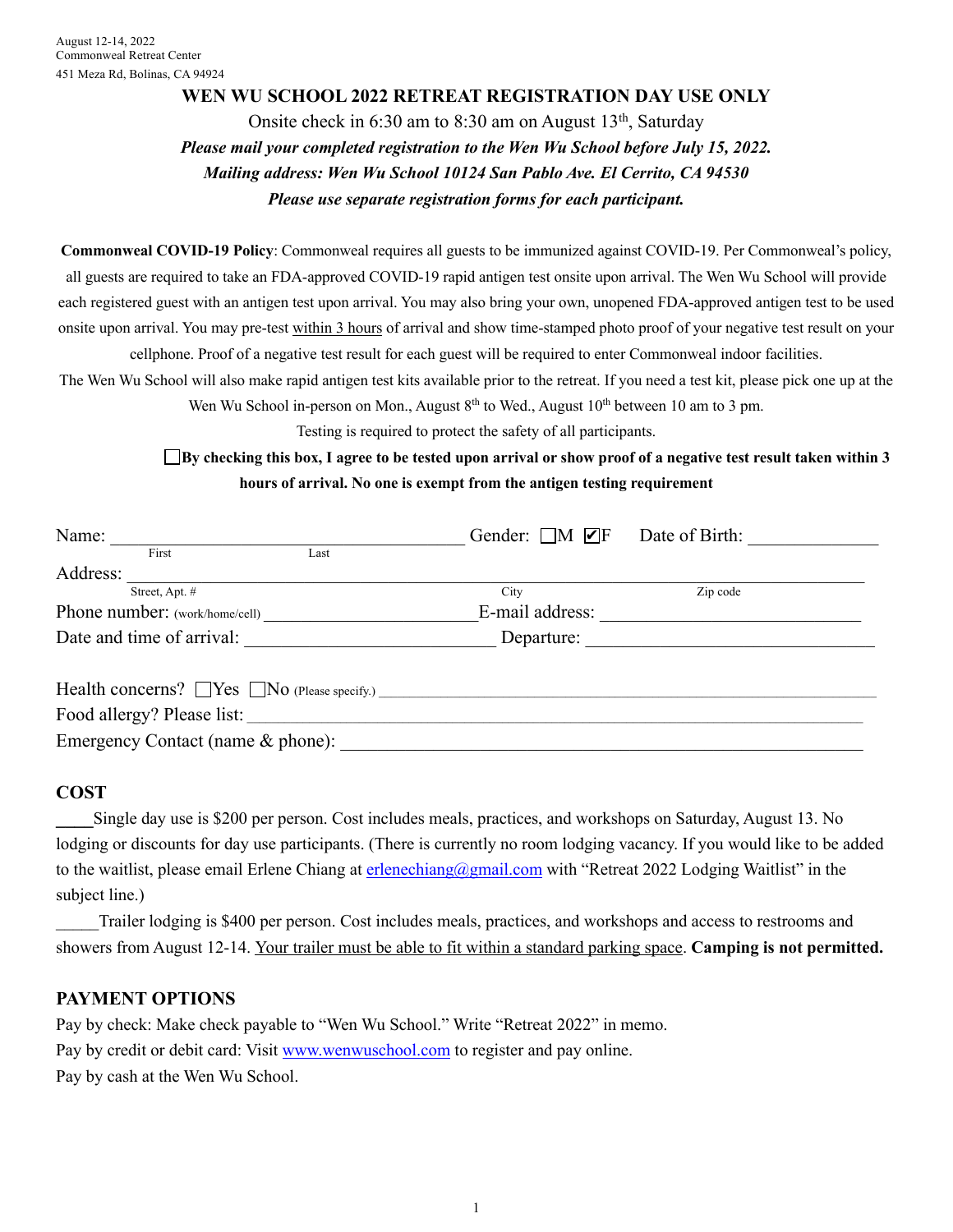August 12-14, 2022
Commonweal Retreat Center
451 Meza Rd, Bolinas, CA 94924

# WEN WU SCHOOL 2022 RETREAT REGISTRATION DAY USE ONLY

Onsite check in 6:30 am to 8:30 am on August 13th, Saturday

***Please mail your completed registration to the Wen Wu School before July 15, 2022.***

***Mailing address: Wen Wu School 10124 San Pablo Ave. El Cerrito, CA 94530***

***Please use separate registration forms for each participant.***

**Commonweal COVID-19 Policy**: Commonweal requires all guests to be immunized against COVID-19. Per Commonweal's policy, all guests are required to take an FDA-approved COVID-19 rapid antigen test onsite upon arrival. The Wen Wu School will provide each registered guest with an antigen test upon arrival. You may also bring your own, unopened FDA-approved antigen test to be used onsite upon arrival. You may pre-test within 3 hours of arrival and show time-stamped photo proof of your negative test result on your cellphone. Proof of a negative test result for each guest will be required to enter Commonweal indoor facilities.

The Wen Wu School will also make rapid antigen test kits available prior to the retreat. If you need a test kit, please pick one up at the Wen Wu School in-person on Mon., August 8th to Wed., August 10th between 10 am to 3 pm.

Testing is required to protect the safety of all participants.

☐ **By checking this box, I agree to be tested upon arrival or show proof of a negative test result taken within 3 hours of arrival. No one is exempt from the antigen testing requirement**

Name: ______________________ (First / Last) Gender: ☐M ☑F Date of Birth: ______________

Address: ______________________ (Street, Apt. # / City / Zip code)

Phone number: (work/home/cell) ______________________ E-mail address: ______________________

Date and time of arrival: ______________________ Departure: ______________________

Health concerns? ☐Yes ☐No (Please specify.) ______________________

Food allergy? Please list: ______________________

Emergency Contact (name & phone): ______________________

## COST

____Single day use is $200 per person. Cost includes meals, practices, and workshops on Saturday, August 13. No lodging or discounts for day use participants. (There is currently no room lodging vacancy. If you would like to be added to the waitlist, please email Erlene Chiang at erlenechiang@gmail.com with "Retreat 2022 Lodging Waitlist" in the subject line.)

_____Trailer lodging is $400 per person. Cost includes meals, practices, and workshops and access to restrooms and showers from August 12-14. Your trailer must be able to fit within a standard parking space. **Camping is not permitted.**

## PAYMENT OPTIONS

Pay by check: Make check payable to "Wen Wu School." Write "Retreat 2022" in memo.

Pay by credit or debit card: Visit www.wenwuschool.com to register and pay online.

Pay by cash at the Wen Wu School.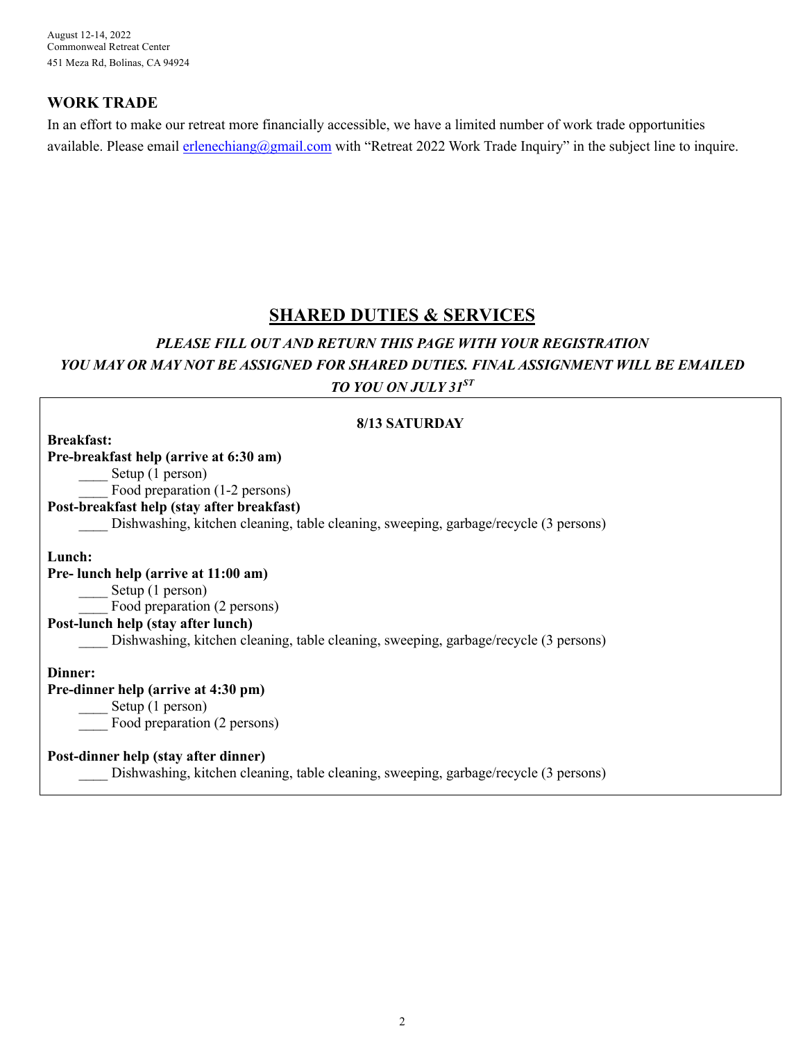August 12-14, 2022
Commonweal Retreat Center
451 Meza Rd, Bolinas, CA 94924

## WORK TRADE

In an effort to make our retreat more financially accessible, we have a limited number of work trade opportunities available. Please email erlenechiang@gmail.com with "Retreat 2022 Work Trade Inquiry" in the subject line to inquire.

## SHARED DUTIES & SERVICES

***PLEASE FILL OUT AND RETURN THIS PAGE WITH YOUR REGISTRATION***

***YOU MAY OR MAY NOT BE ASSIGNED FOR SHARED DUTIES. FINAL ASSIGNMENT WILL BE EMAILED TO YOU ON JULY 31ST***

**8/13 SATURDAY**

**Breakfast:**

**Pre-breakfast help (arrive at 6:30 am)**

____ Setup (1 person)

____ Food preparation (1-2 persons)

**Post-breakfast help (stay after breakfast)**

____ Dishwashing, kitchen cleaning, table cleaning, sweeping, garbage/recycle (3 persons)

**Lunch:**

**Pre- lunch help (arrive at 11:00 am)**

____ Setup (1 person)

____ Food preparation (2 persons)

**Post-lunch help (stay after lunch)**

____ Dishwashing, kitchen cleaning, table cleaning, sweeping, garbage/recycle (3 persons)

**Dinner:**

**Pre-dinner help (arrive at 4:30 pm)**

____ Setup (1 person)

____ Food preparation (2 persons)

**Post-dinner help (stay after dinner)**

____ Dishwashing, kitchen cleaning, table cleaning, sweeping, garbage/recycle (3 persons)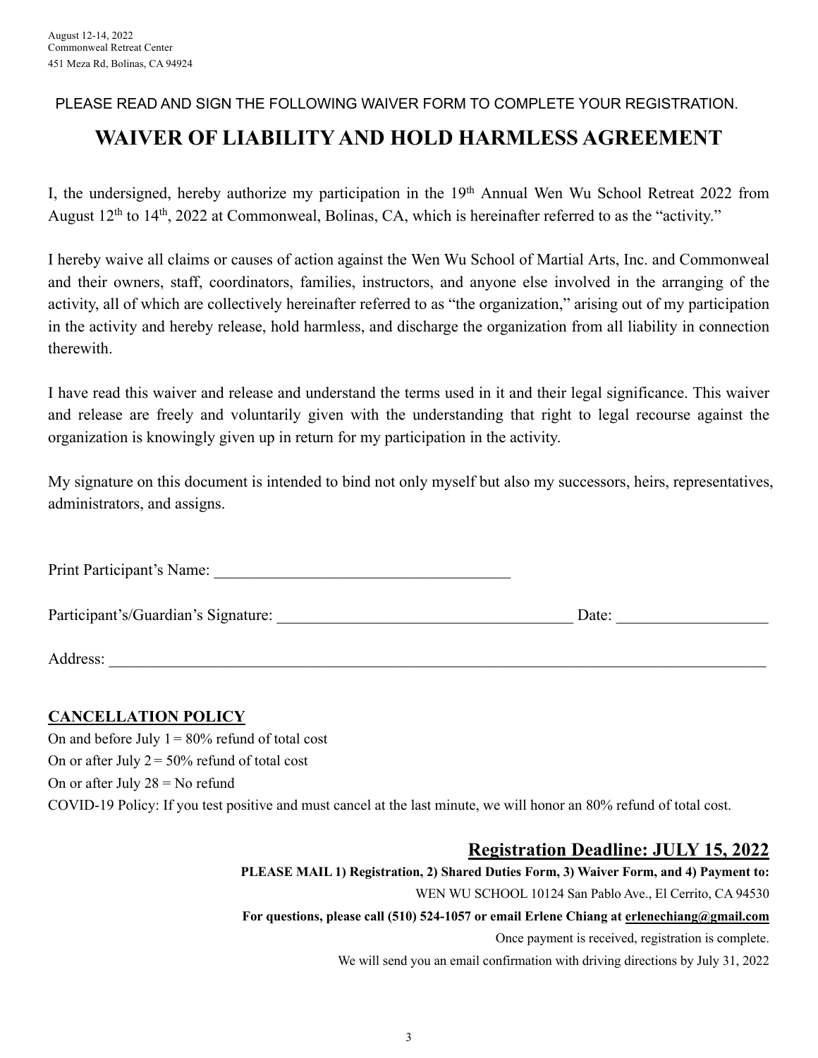PLEASE READ AND SIGN THE FOLLOWING WAIVER FORM TO COMPLETE YOUR REGISTRATION.

# WAIVER OF LIABILITY AND HOLD HARMLESS AGREEMENT

I, the undersigned, hereby authorize my participation in the 19th Annual Wen Wu School Retreat 2022 from August 12th to 14th, 2022 at Commonweal, Bolinas, CA, which is hereinafter referred to as the "activity."

I hereby waive all claims or causes of action against the Wen Wu School of Martial Arts, Inc. and Commonweal and their owners, staff, coordinators, families, instructors, and anyone else involved in the arranging of the activity, all of which are collectively hereinafter referred to as "the organization," arising out of my participation in the activity and hereby release, hold harmless, and discharge the organization from all liability in connection therewith.

I have read this waiver and release and understand the terms used in it and their legal significance. This waiver and release are freely and voluntarily given with the understanding that right to legal recourse against the organization is knowingly given up in return for my participation in the activity.

My signature on this document is intended to bind not only myself but also my successors, heirs, representatives, administrators, and assigns.

Print Participant's Name: ______________________________________

Participant's/Guardian's Signature: ______________________________________ Date: ___________________

Address: ________________________________________________________________________________

## CANCELLATION POLICY

On and before July 1 = 80% refund of total cost
On or after July 2 = 50% refund of total cost
On or after July 28 = No refund
COVID-19 Policy: If you test positive and must cancel at the last minute, we will honor an 80% refund of total cost.

## Registration Deadline: JULY 15, 2022

**PLEASE MAIL 1) Registration, 2) Shared Duties Form, 3) Waiver Form, and 4) Payment to:**
WEN WU SCHOOL 10124 San Pablo Ave., El Cerrito, CA 94530
**For questions, please call (510) 524-1057 or email Erlene Chiang at erlenechiang@gmail.com**
Once payment is received, registration is complete.
We will send you an email confirmation with driving directions by July 31, 2022